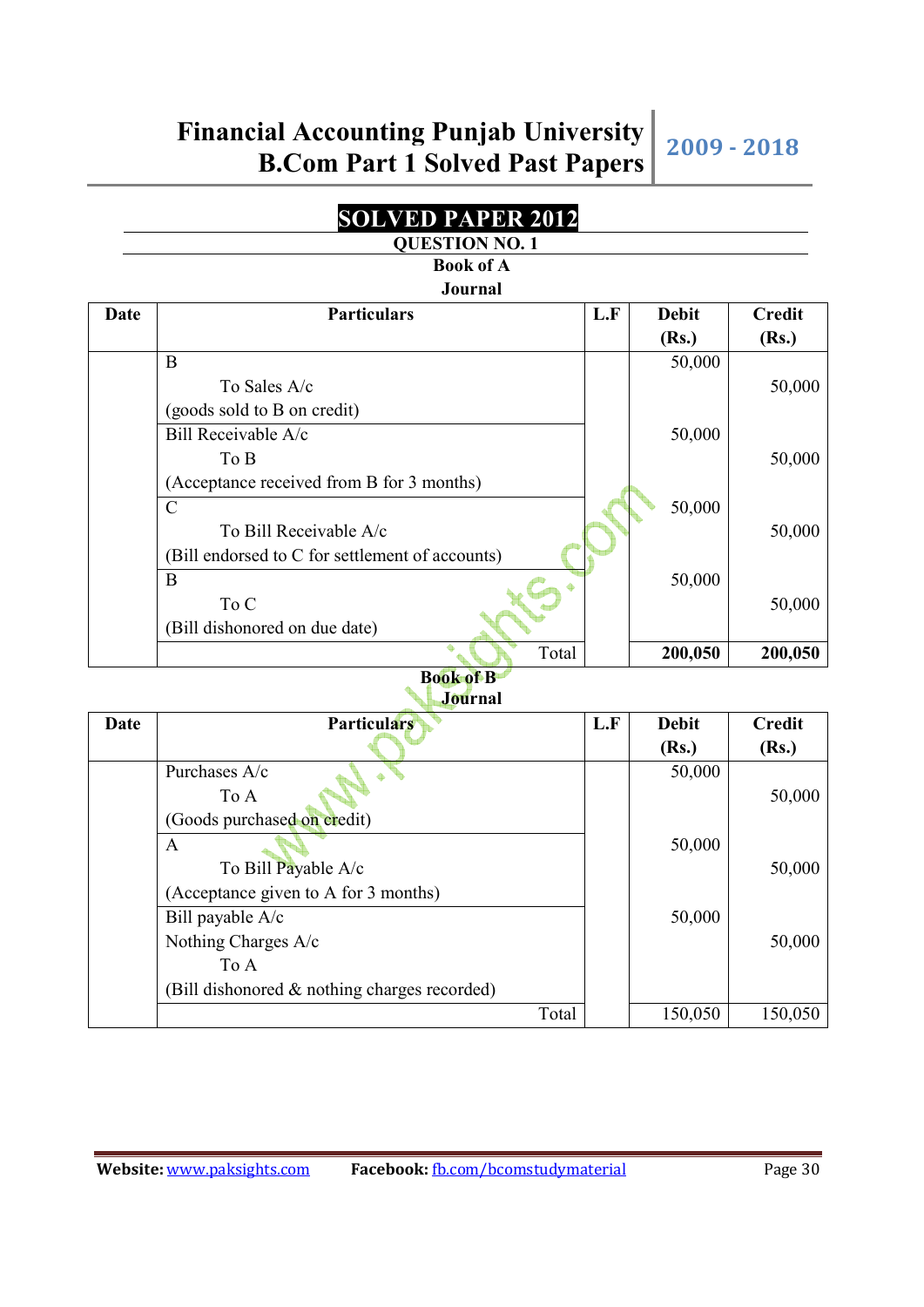# SOLVED PAPER 2012

## QUESTION NO. 1

### Book of A

### Journal

| Date | Particulars | L.F | Debit (Rs.) | Credit (Rs.) |
|---|---|---|---|---|
| | B | | 50,000 | |
| | To Sales A/c | | | 50,000 |
| | (goods sold to B on credit) | | | |
| | Bill Receivable A/c | | 50,000 | |
| | To B | | | 50,000 |
| | (Acceptance received from B for 3 months) | | | |
| | C | | 50,000 | |
| | To Bill Receivable A/c | | | 50,000 |
| | (Bill endorsed to C for settlement of accounts) | | | |
| | B | | 50,000 | |
| | To C | | | 50,000 |
| | (Bill dishonored on due date) | | | |
| | Total | | **200,050** | **200,050** |

### Book of B

### Journal

| Date | Particulars | L.F | Debit (Rs.) | Credit (Rs.) |
|---|---|---|---|---|
| | Purchases A/c | | 50,000 | |
| | To A | | | 50,000 |
| | (Goods purchased on credit) | | | |
| | A | | 50,000 | |
| | To Bill Payable A/c | | | 50,000 |
| | (Acceptance given to A for 3 months) | | | |
| | Bill payable A/c | | 50,000 | |
| | Nothing Charges A/c | | | 50,000 |
| | To A | | | |
| | (Bill dishonored & nothing charges recorded) | | | |
| | Total | | 150,050 | 150,050 |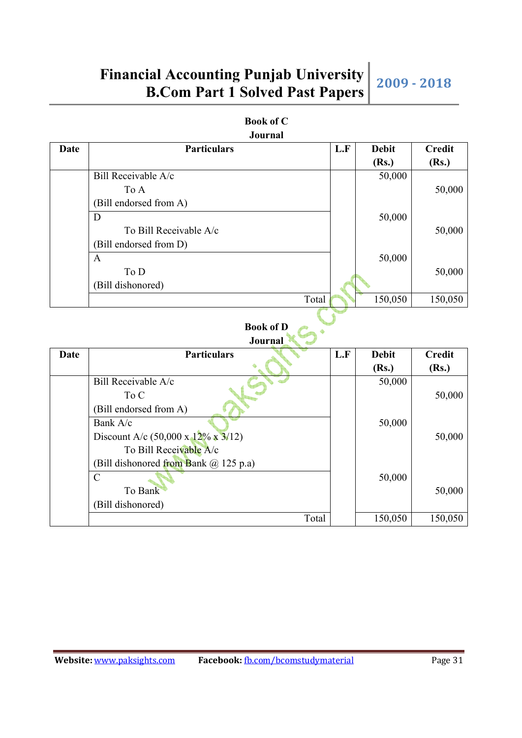**Book of C**
**Journal**

| Date | Particulars | L.F | Debit (Rs.) | Credit (Rs.) |
|---|---|---|---|---|
| | Bill Receivable A/c | | 50,000 | |
| | To A | | | 50,000 |
| | (Bill endorsed from A) | | | |
| | D | | 50,000 | |
| | To Bill Receivable A/c | | | 50,000 |
| | (Bill endorsed from D) | | | |
| | A | | 50,000 | |
| | To D | | | 50,000 |
| | (Bill dishonored) | | | |
| | Total | | 150,050 | 150,050 |

**Book of D**
**Journal**

| Date | Particulars | L.F | Debit (Rs.) | Credit (Rs.) |
|---|---|---|---|---|
| | Bill Receivable A/c | | 50,000 | |
| | To C | | | 50,000 |
| | (Bill endorsed from A) | | | |
| | Bank A/c | | 50,000 | |
| | Discount A/c (50,000 x 12% x 3/12) | | | 50,000 |
| | To Bill Receivable A/c | | | |
| | (Bill dishonored from Bank @ 125 p.a) | | | |
| | C | | 50,000 | |
| | To Bank | | | 50,000 |
| | (Bill dishonored) | | | |
| | Total | | 150,050 | 150,050 |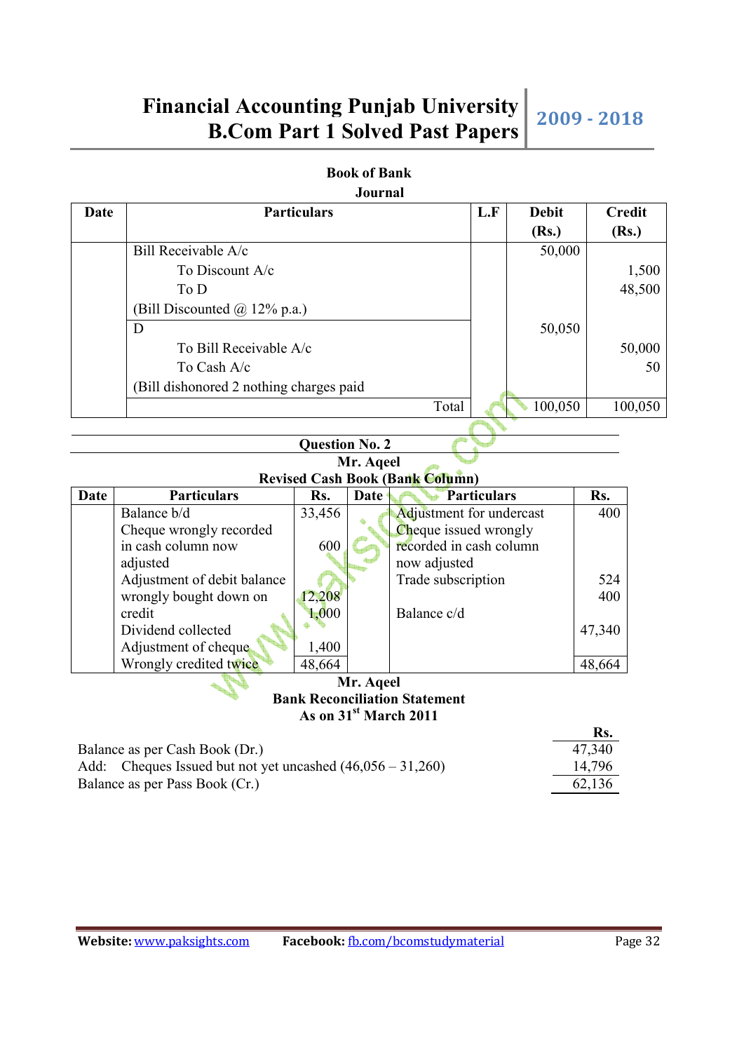**Book of Bank**

**Journal**

| Date | Particulars | L.F | Debit (Rs.) | Credit (Rs.) |
|---|---|---|---|---|
| | Bill Receivable A/c | | 50,000 | |
| | To Discount A/c | | | 1,500 |
| | To D | | | 48,500 |
| | (Bill Discounted @ 12% p.a.) | | | |
| | D | | 50,050 | |
| | To Bill Receivable A/c | | | 50,000 |
| | To Cash A/c | | | 50 |
| | (Bill dishonored 2 nothing charges paid | | | |
| | Total | | 100,050 | 100,050 |

**Question No. 2**

**Mr. Aqeel**

**Revised Cash Book (Bank Column)**

| Date | Particulars | Rs. | Date | Particulars | Rs. |
|---|---|---|---|---|---|
| | Balance b/d | 33,456 | | Adjustment for undercast | 400 |
| | Cheque wrongly recorded in cash column now adjusted | 600 | | Cheque issued wrongly recorded in cash column now adjusted | |
| | Adjustment of debit balance wrongly bought down on credit | 12,208 | | Trade subscription | 524 |
| | Dividend collected | 1,000 | | | 400 |
| | Adjustment of cheque Wrongly credited twice | 1,400 | | Balance c/d | 47,340 |
| | | 48,664 | | | 48,664 |

**Mr. Aqeel**

**Bank Reconciliation Statement**

**As on 31st March 2011**

| | Rs. |
|---|---|
| Balance as per Cash Book (Dr.) | 47,340 |
| Add: Cheques Issued but not yet uncashed (46,056 – 31,260) | 14,796 |
| Balance as per Pass Book (Cr.) | 62,136 |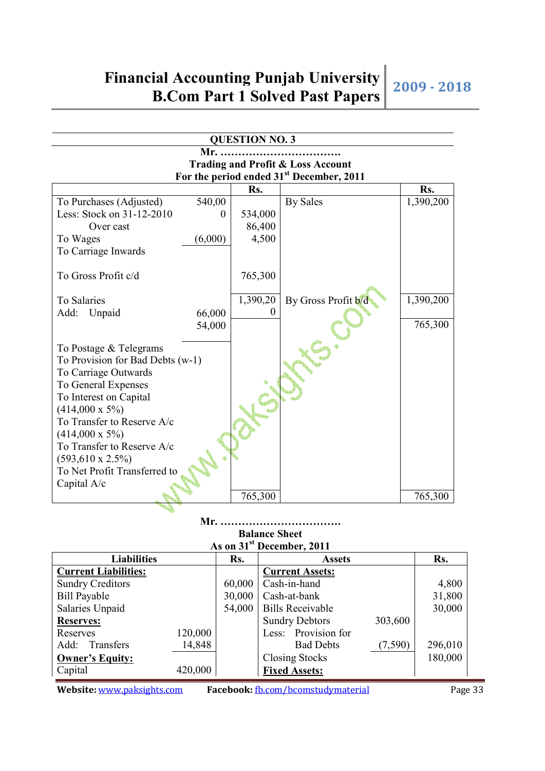## QUESTION NO. 3

**Mr. ……………………………**
**Trading and Profit & Loss Account**
**For the period ended 31st December, 2011**

| | | Rs. | | Rs. |
|---|---|---|---|---|
| To Purchases (Adjusted) | 540,000 | | By Sales | 1,390,200 |
| Less: Stock on 31-12-2010 Over cast | (6,000) | 534,000 | | |
| To Wages | | 86,400 | | |
| To Carriage Inwards | | 4,500 | | |
| To Gross Profit c/d | | 765,300 | | |
| | | 1,390,200 | | 1,390,200 |
| To Salaries | 66,000 | | By Gross Profit b/d | 765,300 |
| Add: Unpaid | 54,000 | | | |
| To Postage & Telegrams | | | | |
| To Provision for Bad Debts (w-1) | | | | |
| To Carriage Outwards | | | | |
| To General Expenses | | | | |
| To Interest on Capital (414,000 x 5%) | | | | |
| To Transfer to Reserve A/c (414,000 x 5%) | | | | |
| To Transfer to Reserve A/c (593,610 x 2.5%) | | | | |
| To Net Profit Transferred to Capital A/c | | | | |
| | | 765,300 | | 765,300 |

**Mr. ……………………………**
**Balance Sheet**
**As on 31st December, 2011**

| Liabilities | | Rs. | Assets | | Rs. |
|---|---|---|---|---|---|
| **Current Liabilities:** | | | **Current Assets:** | | |
| Sundry Creditors | | 60,000 | Cash-in-hand | | 4,800 |
| Bill Payable | | 30,000 | Cash-at-bank | | 31,800 |
| Salaries Unpaid | | 54,000 | Bills Receivable | | 30,000 |
| **Reserves:** | | | Sundry Debtors | 303,600 | |
| Reserves | 120,000 | | Less: Provision for Bad Debts | (7,590) | 296,010 |
| Add: Transfers | 14,848 | | Closing Stocks | | 180,000 |
| **Owner's Equity:** | | | **Fixed Assets:** | | |
| Capital | 420,000 | | | | |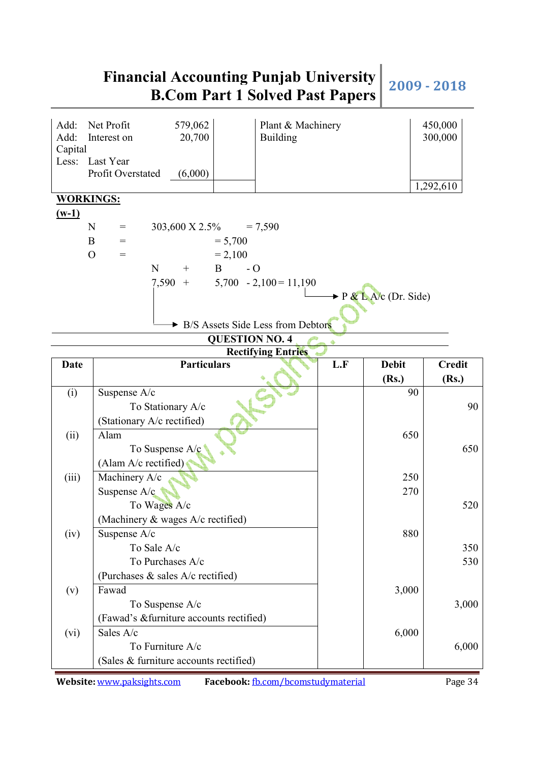| | | | | |
|---|---|---|---|---|
| Add: Net Profit | 579,062 | | Plant & Machinery | 450,000 |
| Add: Interest on Capital | 20,700 | | Building | 300,000 |
| Less: Last Year Profit Overstated | (6,000) | | | |
| | | | | 1,292,610 |

**WORKINGS:**

**(w-1)**

N = 303,600 X 2.5% = 7,590

B = 5,700

O = 2,100

N + B - O

7,590 + 5,700 - 2,100 = 11,190 → P & L A/c (Dr. Side)

7,590 → B/S Assets Side Less from Debtors

## QUESTION NO. 4

### Rectifying Entries

| Date | Particulars | L.F | Debit (Rs.) | Credit (Rs.) |
|---|---|---|---|---|
| (i) | Suspense A/c | | 90 | |
| | To Stationary A/c | | | 90 |
| | (Stationary A/c rectified) | | | |
| (ii) | Alam | | 650 | |
| | To Suspense A/c | | | 650 |
| | (Alam A/c rectified) | | | |
| (iii) | Machinery A/c | | 250 | |
| | Suspense A/c | | 270 | |
| | To Wages A/c | | | 520 |
| | (Machinery & wages A/c rectified) | | | |
| (iv) | Suspense A/c | | 880 | |
| | To Sale A/c | | | 350 |
| | To Purchases A/c | | | 530 |
| | (Purchases & sales A/c rectified) | | | |
| (v) | Fawad | | 3,000 | |
| | To Suspense A/c | | | 3,000 |
| | (Fawad's &furniture accounts rectified) | | | |
| (vi) | Sales A/c | | 6,000 | |
| | To Furniture A/c | | | 6,000 |
| | (Sales & furniture accounts rectified) | | | |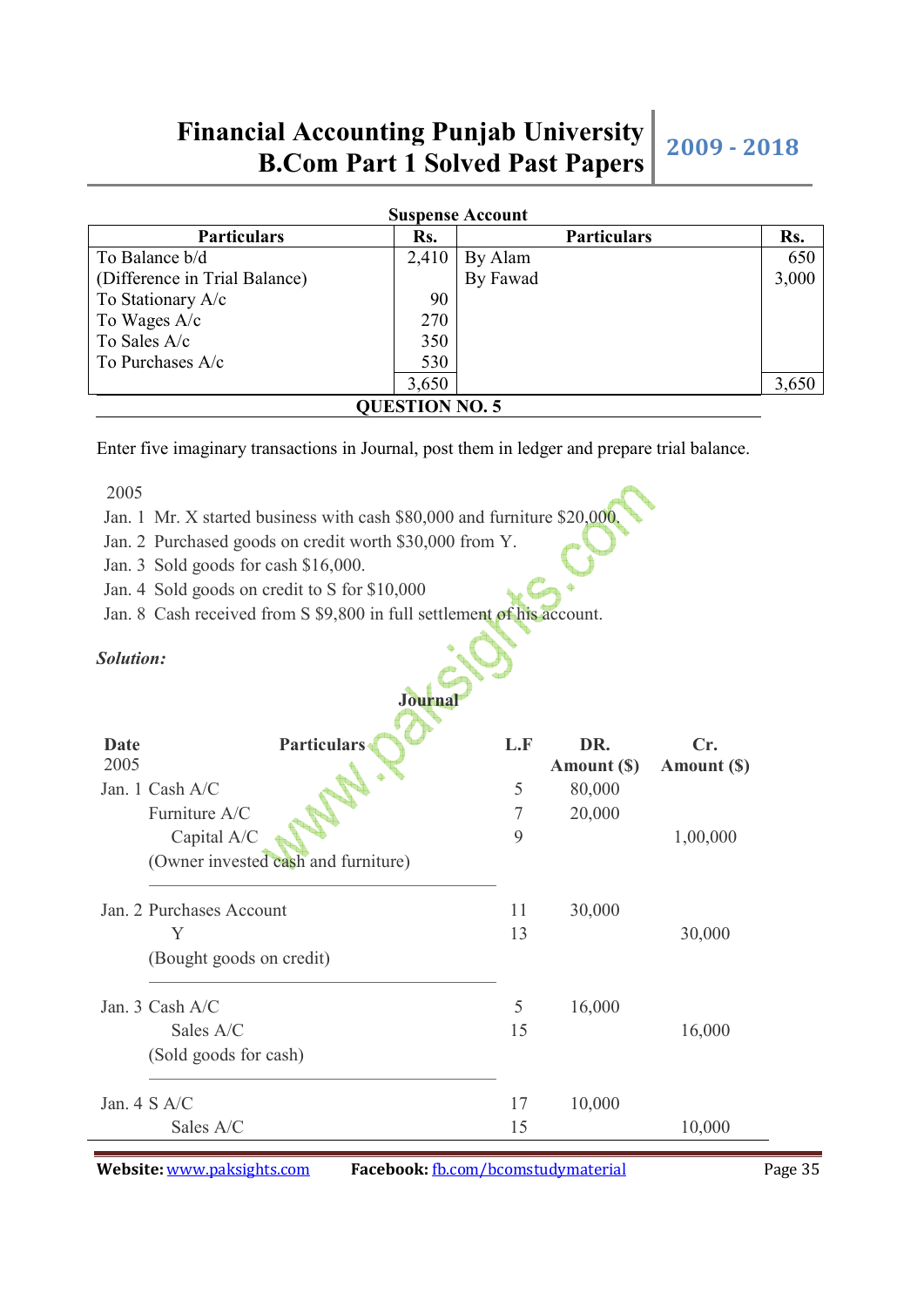**Suspense Account**

| Particulars | Rs. | Particulars | Rs. |
|---|---|---|---|
| To Balance b/d | 2,410 | By Alam | 650 |
| (Difference in Trial Balance) | | By Fawad | 3,000 |
| To Stationary A/c | 90 | | |
| To Wages A/c | 270 | | |
| To Sales A/c | 350 | | |
| To Purchases A/c | 530 | | |
| | 3,650 | | 3,650 |

## QUESTION NO. 5

Enter five imaginary transactions in Journal, post them in ledger and prepare trial balance.

2005
Jan. 1 Mr. X started business with cash $80,000 and furniture $20,000.
Jan. 2 Purchased goods on credit worth $30,000 from Y.
Jan. 3 Sold goods for cash $16,000.
Jan. 4 Sold goods on credit to S for $10,000
Jan. 8 Cash received from S $9,800 in full settlement of his account.

***Solution:***

**Journal**

| Date 2005 | Particulars | L.F | DR. Amount ($) | Cr. Amount ($) |
|---|---|---|---|---|
| Jan. 1 | Cash A/C | 5 | 80,000 | |
| | Furniture A/C | 7 | 20,000 | |
| | Capital A/C | 9 | | 1,00,000 |
| | (Owner invested cash and furniture) | | | |
| Jan. 2 | Purchases Account | 11 | 30,000 | |
| | Y | 13 | | 30,000 |
| | (Bought goods on credit) | | | |
| Jan. 3 | Cash A/C | 5 | 16,000 | |
| | Sales A/C | 15 | | 16,000 |
| | (Sold goods for cash) | | | |
| Jan. 4 | S A/C | 17 | 10,000 | |
| | Sales A/C | 15 | | 10,000 |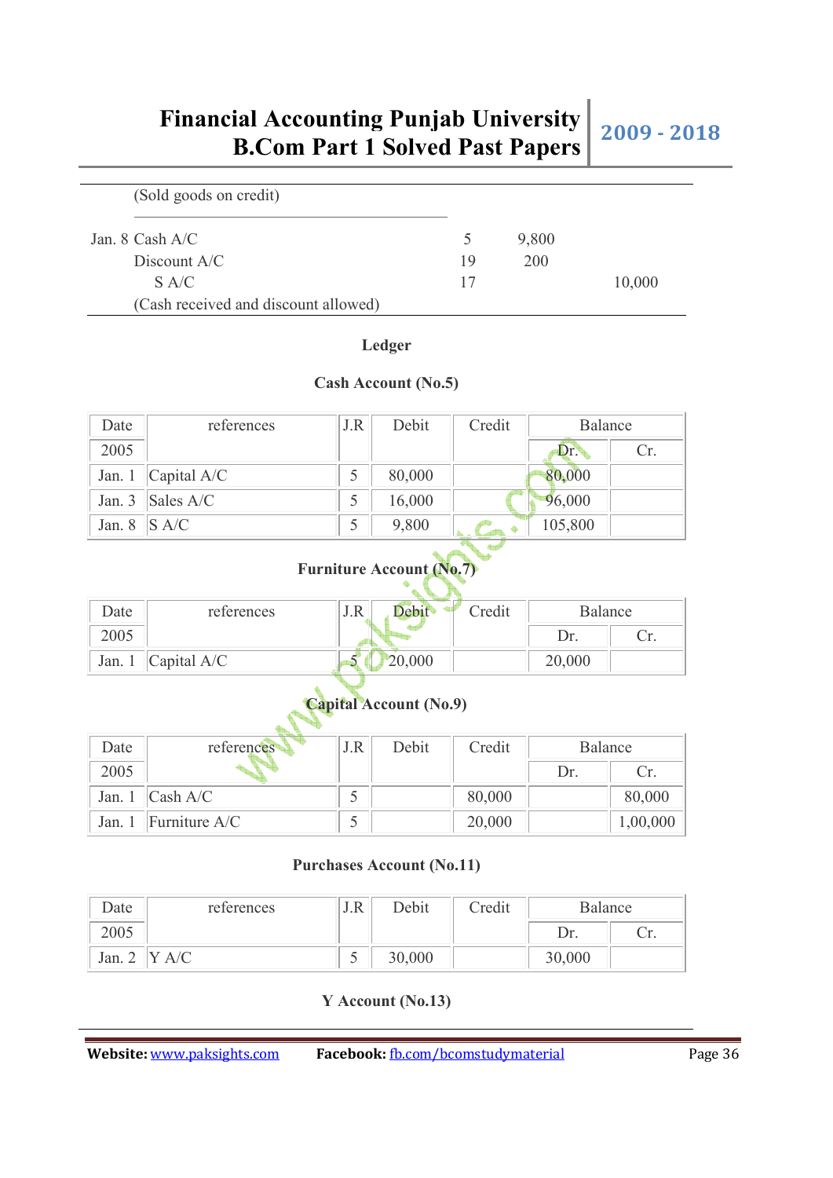(Sold goods on credit)

| | | | | |
|---|---|---|---|---|
| Jan. 8 | Cash A/C | 5 | 9,800 | |
| | Discount A/C | 19 | 200 | |
| | S A/C | 17 | | 10,000 |
| | (Cash received and discount allowed) | | | |

**Ledger**

**Cash Account (No.5)**

| Date | references | J.R | Debit | Credit | Balance | |
|---|---|---|---|---|---|---|
| 2005 | | | | | Dr. | Cr. |
| Jan. 1 | Capital A/C | 5 | 80,000 | | 80,000 | |
| Jan. 3 | Sales A/C | 5 | 16,000 | | 96,000 | |
| Jan. 8 | S A/C | 5 | 9,800 | | 105,800 | |

**Furniture Account (No.7)**

| Date | references | J.R | Debit | Credit | Balance | |
|---|---|---|---|---|---|---|
| 2005 | | | | | Dr. | Cr. |
| Jan. 1 | Capital A/C | 5 | 20,000 | | 20,000 | |

**Capital Account (No.9)**

| Date | references | J.R | Debit | Credit | Balance | |
|---|---|---|---|---|---|---|
| 2005 | | | | | Dr. | Cr. |
| Jan. 1 | Cash A/C | 5 | | 80,000 | | 80,000 |
| Jan. 1 | Furniture A/C | 5 | | 20,000 | | 1,00,000 |

**Purchases Account (No.11)**

| Date | references | J.R | Debit | Credit | Balance | |
|---|---|---|---|---|---|---|
| 2005 | | | | | Dr. | Cr. |
| Jan. 2 | Y A/C | 5 | 30,000 | | 30,000 | |

**Y Account (No.13)**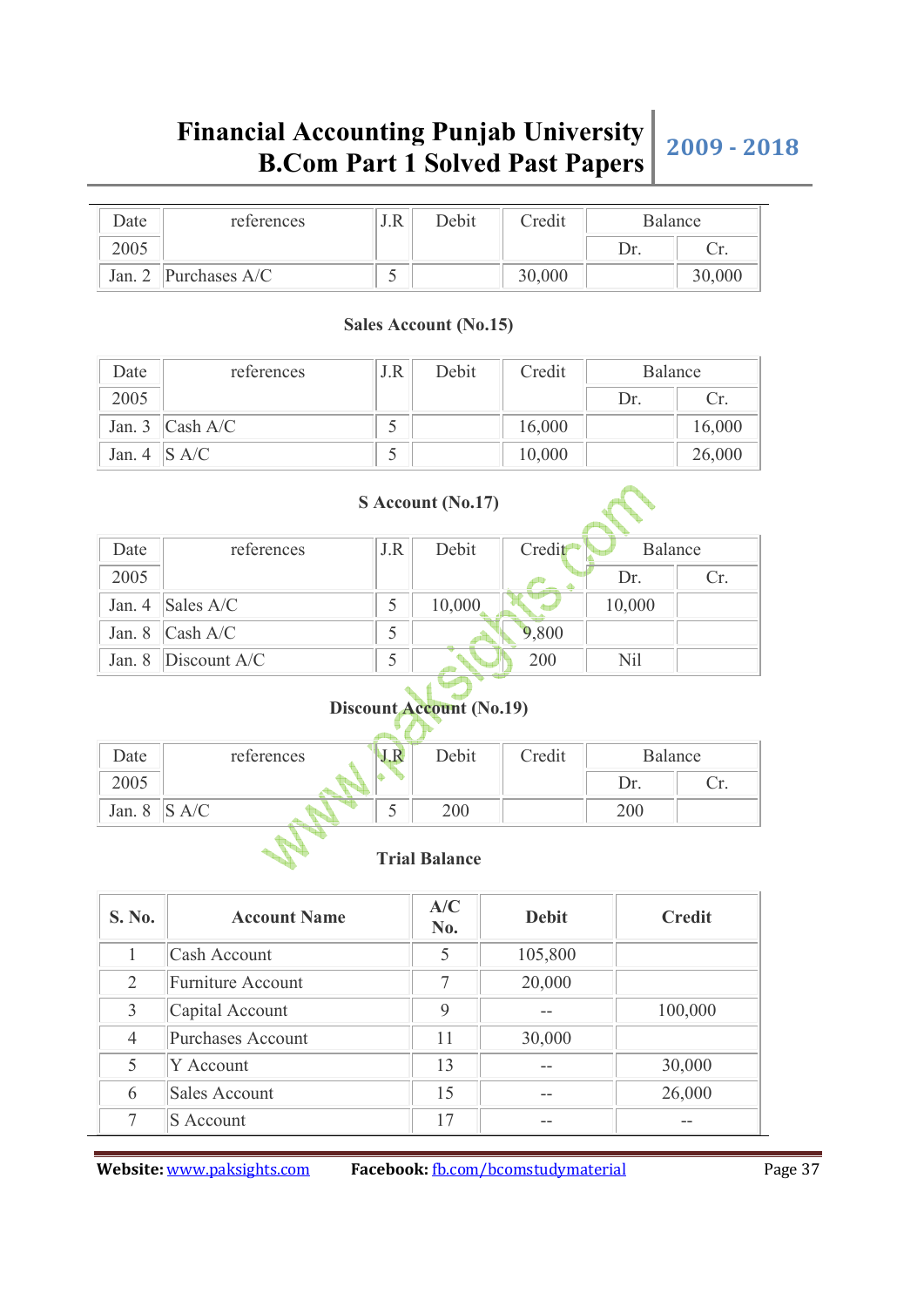| Date | references | J.R | Debit | Credit | Balance | |
|---|---|---|---|---|---|---|
| 2005 | | | | | Dr. | Cr. |
| Jan. 2 | Purchases A/C | 5 | | 30,000 | | 30,000 |

**Sales Account (No.15)**

| Date | references | J.R | Debit | Credit | Balance | |
|---|---|---|---|---|---|---|
| 2005 | | | | | Dr. | Cr. |
| Jan. 3 | Cash A/C | 5 | | 16,000 | | 16,000 |
| Jan. 4 | S A/C | 5 | | 10,000 | | 26,000 |

**S Account (No.17)**

| Date | references | J.R | Debit | Credit | Balance | |
|---|---|---|---|---|---|---|
| 2005 | | | | | Dr. | Cr. |
| Jan. 4 | Sales A/C | 5 | 10,000 | | 10,000 | |
| Jan. 8 | Cash A/C | 5 | | 9,800 | | |
| Jan. 8 | Discount A/C | 5 | | 200 | Nil | |

**Discount Account (No.19)**

| Date | references | J.R | Debit | Credit | Balance | |
|---|---|---|---|---|---|---|
| 2005 | | | | | Dr. | Cr. |
| Jan. 8 | S A/C | 5 | 200 | | 200 | |

**Trial Balance**

| S. No. | Account Name | A/C No. | Debit | Credit |
|---|---|---|---|---|
| 1 | Cash Account | 5 | 105,800 | |
| 2 | Furniture Account | 7 | 20,000 | |
| 3 | Capital Account | 9 | -- | 100,000 |
| 4 | Purchases Account | 11 | 30,000 | |
| 5 | Y Account | 13 | -- | 30,000 |
| 6 | Sales Account | 15 | -- | 26,000 |
| 7 | S Account | 17 | -- | -- |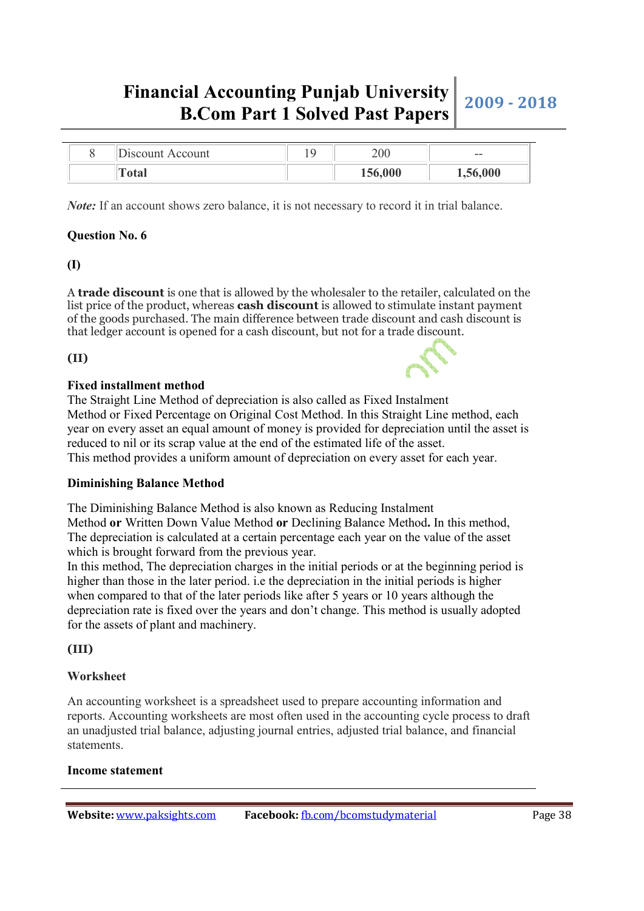| 8 | Discount Account | 19 | 200 | -- |
|---|---|---|---|---|
| | **Total** | | **156,000** | **1,56,000** |

***Note:*** If an account shows zero balance, it is not necessary to record it in trial balance.

**Question No. 6**

**(I)**

A **trade discount** is one that is allowed by the wholesaler to the retailer, calculated on the list price of the product, whereas **cash discount** is allowed to stimulate instant payment of the goods purchased. The main difference between trade discount and cash discount is that ledger account is opened for a cash discount, but not for a trade discount.

**(II)**

**Fixed installment method**

The Straight Line Method of depreciation is also called as Fixed Instalment Method or Fixed Percentage on Original Cost Method. In this Straight Line method, each year on every asset an equal amount of money is provided for depreciation until the asset is reduced to nil or its scrap value at the end of the estimated life of the asset.

This method provides a uniform amount of depreciation on every asset for each year.

**Diminishing Balance Method**

The Diminishing Balance Method is also known as Reducing Instalment Method **or** Written Down Value Method **or** Declining Balance Method**.** In this method, The depreciation is calculated at a certain percentage each year on the value of the asset which is brought forward from the previous year.

In this method, The depreciation charges in the initial periods or at the beginning period is higher than those in the later period. i.e the depreciation in the initial periods is higher when compared to that of the later periods like after 5 years or 10 years although the depreciation rate is fixed over the years and don't change. This method is usually adopted for the assets of plant and machinery.

**(III)**

**Worksheet**

An accounting worksheet is a spreadsheet used to prepare accounting information and reports. Accounting worksheets are most often used in the accounting cycle process to draft an unadjusted trial balance, adjusting journal entries, adjusted trial balance, and financial statements.

**Income statement**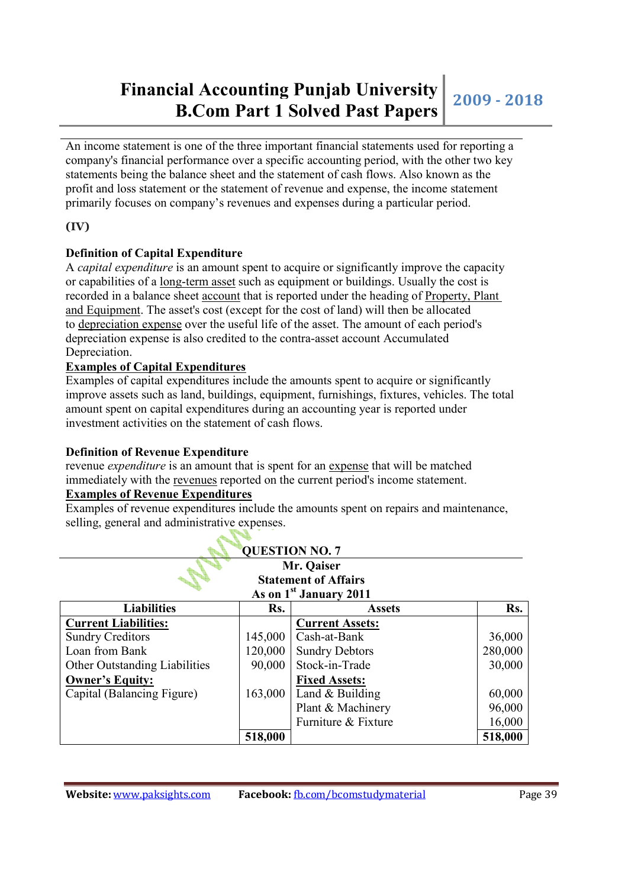An income statement is one of the three important financial statements used for reporting a company's financial performance over a specific accounting period, with the other two key statements being the balance sheet and the statement of cash flows. Also known as the profit and loss statement or the statement of revenue and expense, the income statement primarily focuses on company's revenues and expenses during a particular period.

**(IV)**

**Definition of Capital Expenditure**

A *capital expenditure* is an amount spent to acquire or significantly improve the capacity or capabilities of a long-term asset such as equipment or buildings. Usually the cost is recorded in a balance sheet account that is reported under the heading of Property, Plant and Equipment. The asset's cost (except for the cost of land) will then be allocated to depreciation expense over the useful life of the asset. The amount of each period's depreciation expense is also credited to the contra-asset account Accumulated Depreciation.

**Examples of Capital Expenditures**

Examples of capital expenditures include the amounts spent to acquire or significantly improve assets such as land, buildings, equipment, furnishings, fixtures, vehicles. The total amount spent on capital expenditures during an accounting year is reported under investment activities on the statement of cash flows.

**Definition of Revenue Expenditure**

revenue *expenditure* is an amount that is spent for an expense that will be matched immediately with the revenues reported on the current period's income statement.

**Examples of Revenue Expenditures**

Examples of revenue expenditures include the amounts spent on repairs and maintenance, selling, general and administrative expenses.

## QUESTION NO. 7

**Mr. Qaiser**
**Statement of Affairs**
**As on 1st January 2011**

| Liabilities | Rs. | Assets | Rs. |
|---|---|---|---|
| **Current Liabilities:** | | **Current Assets:** | |
| Sundry Creditors | 145,000 | Cash-at-Bank | 36,000 |
| Loan from Bank | 120,000 | Sundry Debtors | 280,000 |
| Other Outstanding Liabilities | 90,000 | Stock-in-Trade | 30,000 |
| **Owner's Equity:** | | **Fixed Assets:** | |
| Capital (Balancing Figure) | 163,000 | Land & Building | 60,000 |
| | | Plant & Machinery | 96,000 |
| | | Furniture & Fixture | 16,000 |
| | **518,000** | | **518,000** |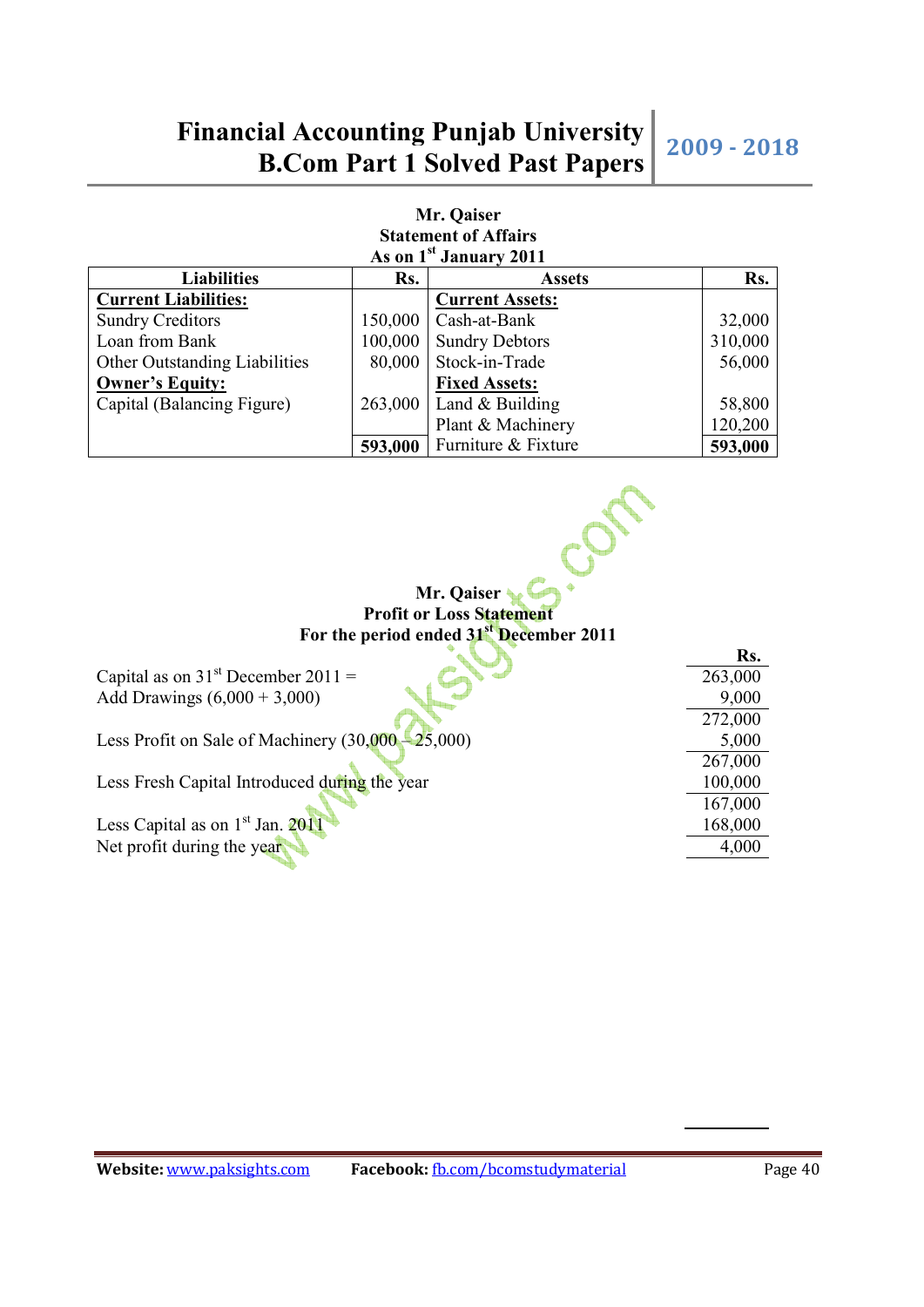**Mr. Qaiser**
**Statement of Affairs**
**As on 1st January 2011**

| Liabilities | Rs. | Assets | Rs. |
|---|---|---|---|
| **Current Liabilities:** | | **Current Assets:** | |
| Sundry Creditors | 150,000 | Cash-at-Bank | 32,000 |
| Loan from Bank | 100,000 | Sundry Debtors | 310,000 |
| Other Outstanding Liabilities | 80,000 | Stock-in-Trade | 56,000 |
| **Owner's Equity:** | | **Fixed Assets:** | |
| Capital (Balancing Figure) | 263,000 | Land & Building | 58,800 |
| | | Plant & Machinery | 120,200 |
| | **593,000** | Furniture & Fixture | **593,000** |

**Mr. Qaiser**
**Profit or Loss Statement**
**For the period ended 31st December 2011**

| | Rs. |
|---|---|
| Capital as on 31st December 2011 = | 263,000 |
| Add Drawings (6,000 + 3,000) | 9,000 |
| | 272,000 |
| Less Profit on Sale of Machinery (30,000 – 25,000) | 5,000 |
| | 267,000 |
| Less Fresh Capital Introduced during the year | 100,000 |
| | 167,000 |
| Less Capital as on 1st Jan. 2011 | 168,000 |
| Net profit during the year | 4,000 |